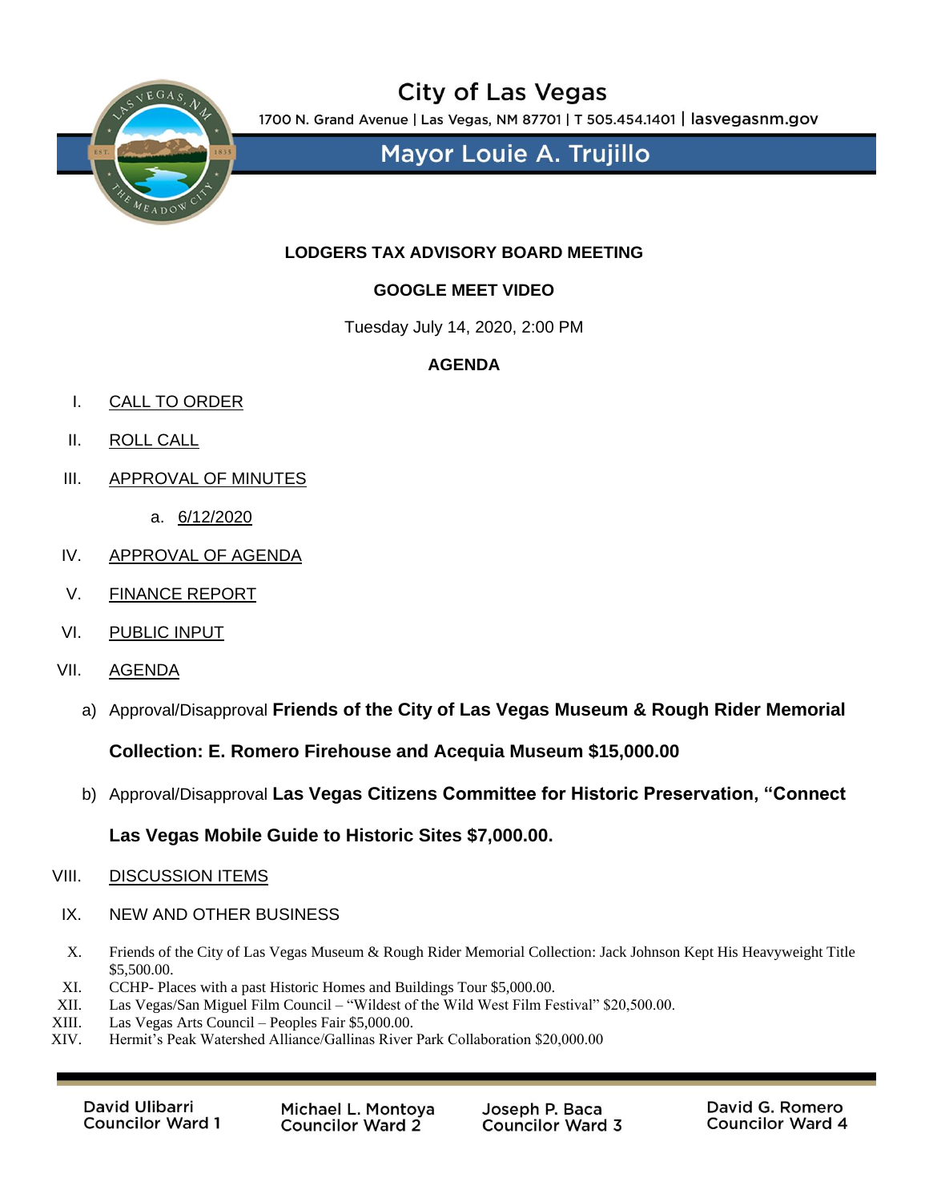# City of Las Vegas

1700 N. Grand Avenue | Las Vegas, NM 87701 | T 505.454.1401 | lasvegasnm.gov

## Mayor Louie A. Trujillo

**LODGERS TAX ADVISORY BOARD MEETING**

**GOOGLE MEET VIDEO**

Tuesday July 14, 2020, 2:00 PM

**AGENDA**

I. CALL TO ORDER

II. ROLL CALL

III. APPROVAL OF MINUTES

a. 6/12/2020

IV. APPROVAL OF AGENDA

V. FINANCE REPORT

VI. PUBLIC INPUT

VII. AGENDA

a) Approval/Disapproval **Friends of the City of Las Vegas Museum & Rough Rider Memorial Collection: E. Romero Firehouse and Acequia Museum $15,000.00**

b) Approval/Disapproval **Las Vegas Citizens Committee for Historic Preservation, "Connect Las Vegas Mobile Guide to Historic Sites $7,000.00.**

VIII. DISCUSSION ITEMS

IX. NEW AND OTHER BUSINESS

X. Friends of the City of Las Vegas Museum & Rough Rider Memorial Collection: Jack Johnson Kept His Heavyweight Title $5,500.00.

XI. CCHP- Places with a past Historic Homes and Buildings Tour $5,000.00.

XII. Las Vegas/San Miguel Film Council – "Wildest of the Wild West Film Festival" $20,500.00.

XIII. Las Vegas Arts Council – Peoples Fair $5,000.00.

XIV. Hermit's Peak Watershed Alliance/Gallinas River Park Collaboration $20,000.00

David Ulibarri, Councilor Ward 1 | Michael L. Montoya, Councilor Ward 2 | Joseph P. Baca, Councilor Ward 3 | David G. Romero, Councilor Ward 4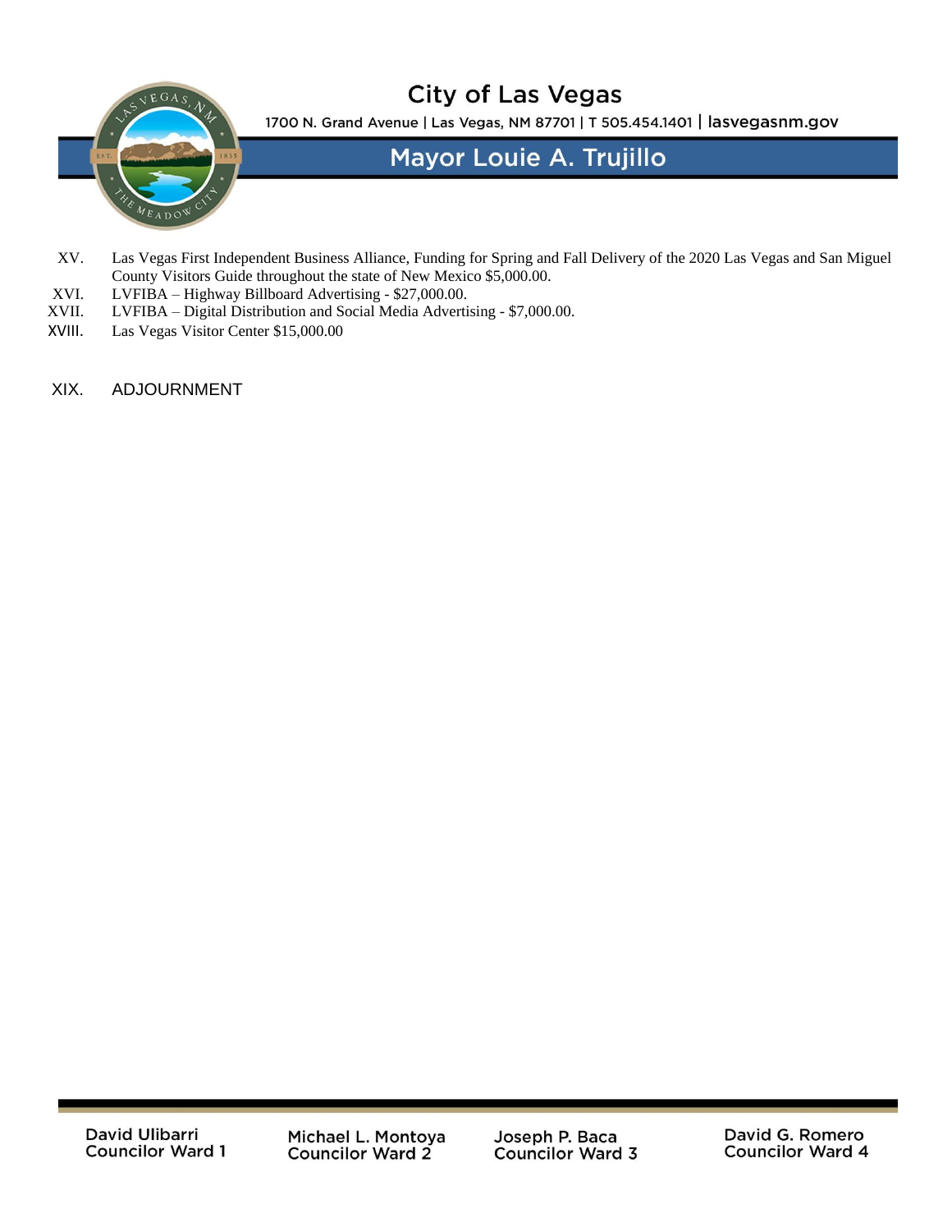XV. Las Vegas First Independent Business Alliance, Funding for Spring and Fall Delivery of the 2020 Las Vegas and San Miguel County Visitors Guide throughout the state of New Mexico $5,000.00.

XVI. LVFIBA – Highway Billboard Advertising - $27,000.00.

XVII. LVFIBA – Digital Distribution and Social Media Advertising - $7,000.00.

XVIII. Las Vegas Visitor Center $15,000.00

XIX. ADJOURNMENT